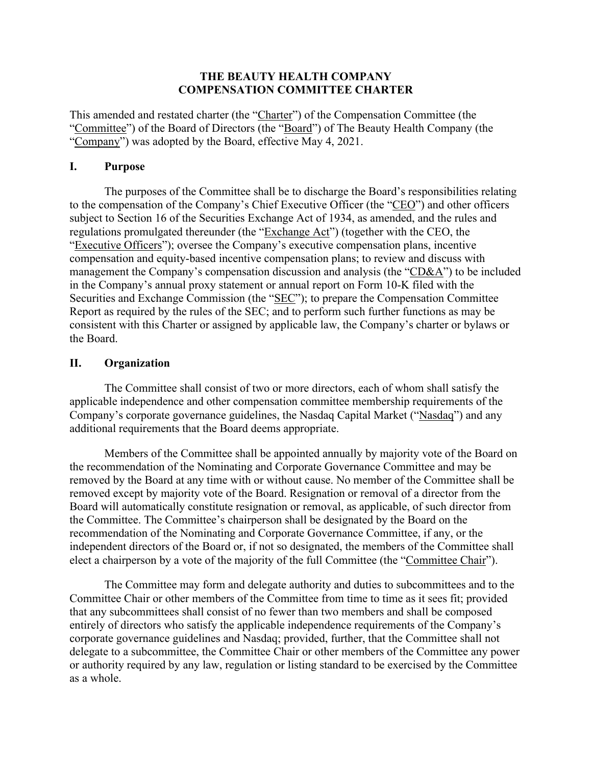# THE BEAUTY HEALTH COMPANY
# COMPENSATION COMMITTEE CHARTER

This amended and restated charter (the "Charter") of the Compensation Committee (the "Committee") of the Board of Directors (the "Board") of The Beauty Health Company (the "Company") was adopted by the Board, effective May 4, 2021.

## I. Purpose

The purposes of the Committee shall be to discharge the Board's responsibilities relating to the compensation of the Company's Chief Executive Officer (the "CEO") and other officers subject to Section 16 of the Securities Exchange Act of 1934, as amended, and the rules and regulations promulgated thereunder (the "Exchange Act") (together with the CEO, the "Executive Officers"); oversee the Company's executive compensation plans, incentive compensation and equity-based incentive compensation plans; to review and discuss with management the Company's compensation discussion and analysis (the "CD&A") to be included in the Company's annual proxy statement or annual report on Form 10-K filed with the Securities and Exchange Commission (the "SEC"); to prepare the Compensation Committee Report as required by the rules of the SEC; and to perform such further functions as may be consistent with this Charter or assigned by applicable law, the Company's charter or bylaws or the Board.

## II. Organization

The Committee shall consist of two or more directors, each of whom shall satisfy the applicable independence and other compensation committee membership requirements of the Company's corporate governance guidelines, the Nasdaq Capital Market ("Nasdaq") and any additional requirements that the Board deems appropriate.

Members of the Committee shall be appointed annually by majority vote of the Board on the recommendation of the Nominating and Corporate Governance Committee and may be removed by the Board at any time with or without cause. No member of the Committee shall be removed except by majority vote of the Board. Resignation or removal of a director from the Board will automatically constitute resignation or removal, as applicable, of such director from the Committee. The Committee's chairperson shall be designated by the Board on the recommendation of the Nominating and Corporate Governance Committee, if any, or the independent directors of the Board or, if not so designated, the members of the Committee shall elect a chairperson by a vote of the majority of the full Committee (the "Committee Chair").

The Committee may form and delegate authority and duties to subcommittees and to the Committee Chair or other members of the Committee from time to time as it sees fit; provided that any subcommittees shall consist of no fewer than two members and shall be composed entirely of directors who satisfy the applicable independence requirements of the Company's corporate governance guidelines and Nasdaq; provided, further, that the Committee shall not delegate to a subcommittee, the Committee Chair or other members of the Committee any power or authority required by any law, regulation or listing standard to be exercised by the Committee as a whole.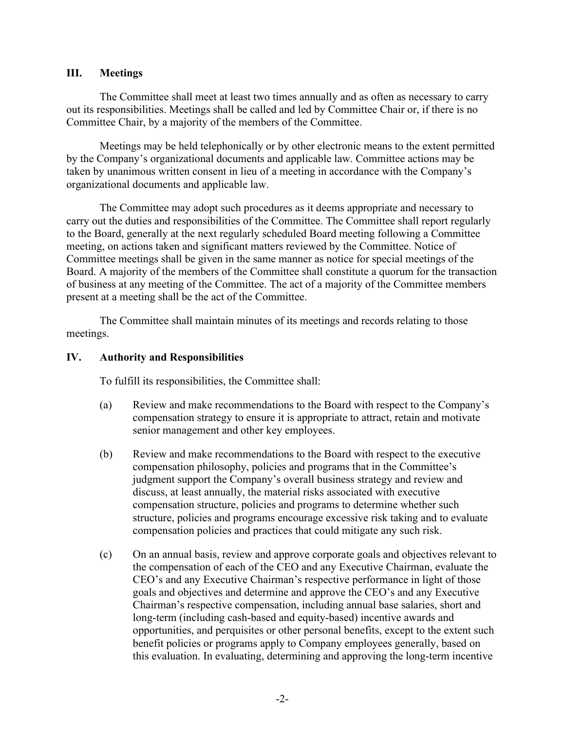## III. Meetings

The Committee shall meet at least two times annually and as often as necessary to carry out its responsibilities. Meetings shall be called and led by Committee Chair or, if there is no Committee Chair, by a majority of the members of the Committee.

Meetings may be held telephonically or by other electronic means to the extent permitted by the Company's organizational documents and applicable law. Committee actions may be taken by unanimous written consent in lieu of a meeting in accordance with the Company's organizational documents and applicable law.

The Committee may adopt such procedures as it deems appropriate and necessary to carry out the duties and responsibilities of the Committee. The Committee shall report regularly to the Board, generally at the next regularly scheduled Board meeting following a Committee meeting, on actions taken and significant matters reviewed by the Committee. Notice of Committee meetings shall be given in the same manner as notice for special meetings of the Board. A majority of the members of the Committee shall constitute a quorum for the transaction of business at any meeting of the Committee. The act of a majority of the Committee members present at a meeting shall be the act of the Committee.

The Committee shall maintain minutes of its meetings and records relating to those meetings.

## IV. Authority and Responsibilities

To fulfill its responsibilities, the Committee shall:

(a) Review and make recommendations to the Board with respect to the Company's compensation strategy to ensure it is appropriate to attract, retain and motivate senior management and other key employees.

(b) Review and make recommendations to the Board with respect to the executive compensation philosophy, policies and programs that in the Committee's judgment support the Company's overall business strategy and review and discuss, at least annually, the material risks associated with executive compensation structure, policies and programs to determine whether such structure, policies and programs encourage excessive risk taking and to evaluate compensation policies and practices that could mitigate any such risk.

(c) On an annual basis, review and approve corporate goals and objectives relevant to the compensation of each of the CEO and any Executive Chairman, evaluate the CEO's and any Executive Chairman's respective performance in light of those goals and objectives and determine and approve the CEO's and any Executive Chairman's respective compensation, including annual base salaries, short and long-term (including cash-based and equity-based) incentive awards and opportunities, and perquisites or other personal benefits, except to the extent such benefit policies or programs apply to Company employees generally, based on this evaluation. In evaluating, determining and approving the long-term incentive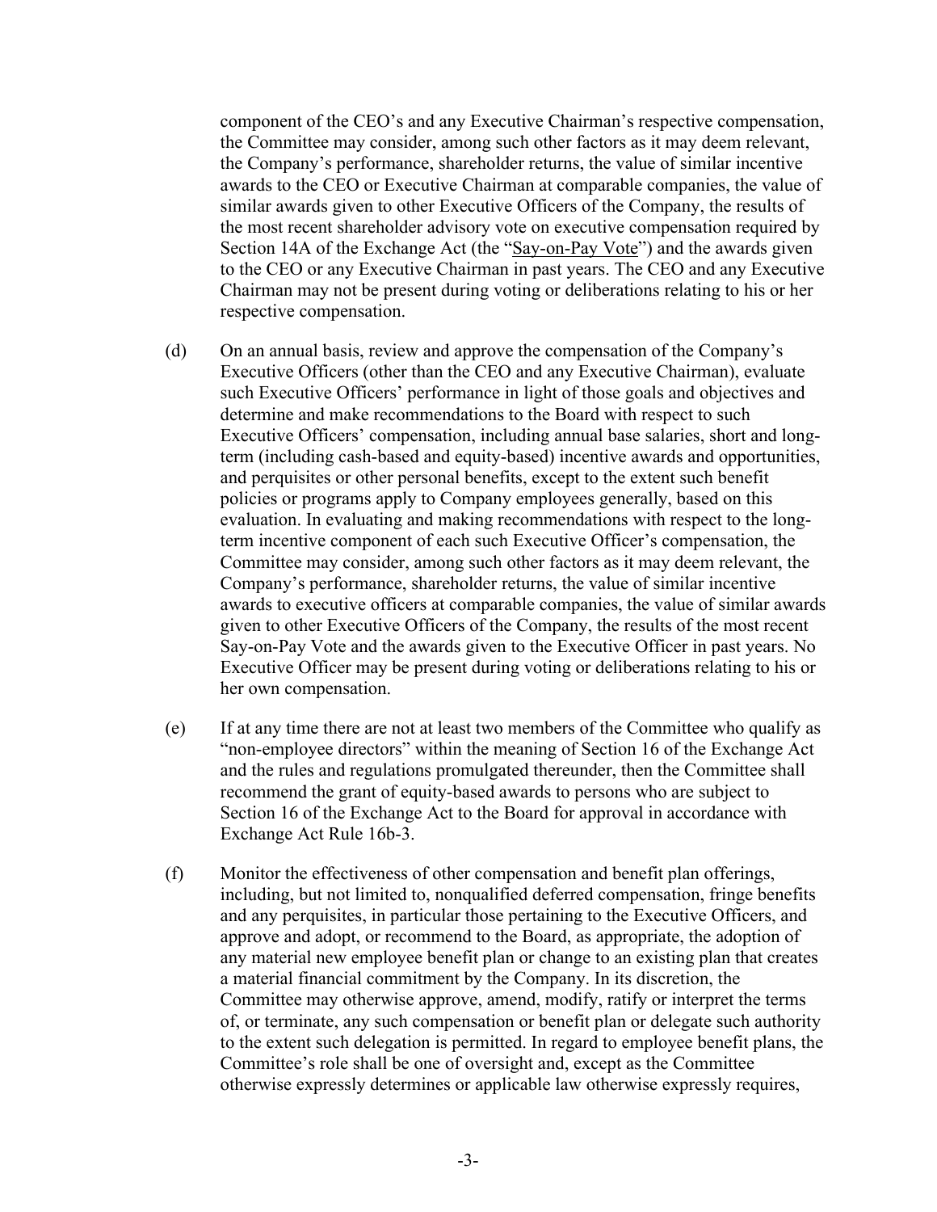component of the CEO's and any Executive Chairman's respective compensation, the Committee may consider, among such other factors as it may deem relevant, the Company's performance, shareholder returns, the value of similar incentive awards to the CEO or Executive Chairman at comparable companies, the value of similar awards given to other Executive Officers of the Company, the results of the most recent shareholder advisory vote on executive compensation required by Section 14A of the Exchange Act (the "Say-on-Pay Vote") and the awards given to the CEO or any Executive Chairman in past years. The CEO and any Executive Chairman may not be present during voting or deliberations relating to his or her respective compensation.

(d) On an annual basis, review and approve the compensation of the Company's Executive Officers (other than the CEO and any Executive Chairman), evaluate such Executive Officers' performance in light of those goals and objectives and determine and make recommendations to the Board with respect to such Executive Officers' compensation, including annual base salaries, short and long-term (including cash-based and equity-based) incentive awards and opportunities, and perquisites or other personal benefits, except to the extent such benefit policies or programs apply to Company employees generally, based on this evaluation. In evaluating and making recommendations with respect to the long-term incentive component of each such Executive Officer's compensation, the Committee may consider, among such other factors as it may deem relevant, the Company's performance, shareholder returns, the value of similar incentive awards to executive officers at comparable companies, the value of similar awards given to other Executive Officers of the Company, the results of the most recent Say-on-Pay Vote and the awards given to the Executive Officer in past years. No Executive Officer may be present during voting or deliberations relating to his or her own compensation.

(e) If at any time there are not at least two members of the Committee who qualify as "non-employee directors" within the meaning of Section 16 of the Exchange Act and the rules and regulations promulgated thereunder, then the Committee shall recommend the grant of equity-based awards to persons who are subject to Section 16 of the Exchange Act to the Board for approval in accordance with Exchange Act Rule 16b-3.

(f) Monitor the effectiveness of other compensation and benefit plan offerings, including, but not limited to, nonqualified deferred compensation, fringe benefits and any perquisites, in particular those pertaining to the Executive Officers, and approve and adopt, or recommend to the Board, as appropriate, the adoption of any material new employee benefit plan or change to an existing plan that creates a material financial commitment by the Company. In its discretion, the Committee may otherwise approve, amend, modify, ratify or interpret the terms of, or terminate, any such compensation or benefit plan or delegate such authority to the extent such delegation is permitted. In regard to employee benefit plans, the Committee's role shall be one of oversight and, except as the Committee otherwise expressly determines or applicable law otherwise expressly requires,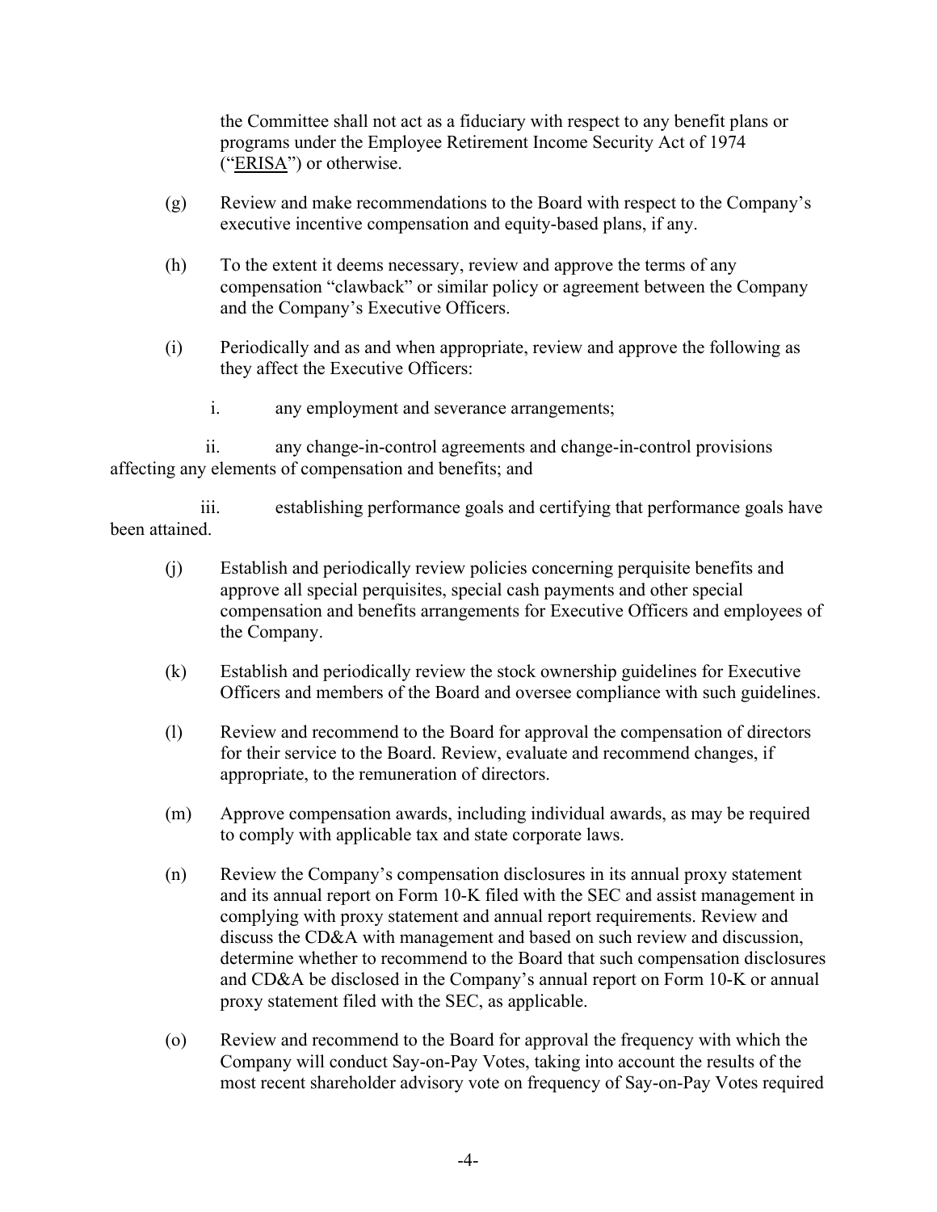the Committee shall not act as a fiduciary with respect to any benefit plans or programs under the Employee Retirement Income Security Act of 1974 ("ERISA") or otherwise.

(g) Review and make recommendations to the Board with respect to the Company's executive incentive compensation and equity-based plans, if any.

(h) To the extent it deems necessary, review and approve the terms of any compensation "clawback" or similar policy or agreement between the Company and the Company's Executive Officers.

(i) Periodically and as and when appropriate, review and approve the following as they affect the Executive Officers:

i. any employment and severance arrangements;

ii. any change-in-control agreements and change-in-control provisions affecting any elements of compensation and benefits; and

iii. establishing performance goals and certifying that performance goals have been attained.

(j) Establish and periodically review policies concerning perquisite benefits and approve all special perquisites, special cash payments and other special compensation and benefits arrangements for Executive Officers and employees of the Company.

(k) Establish and periodically review the stock ownership guidelines for Executive Officers and members of the Board and oversee compliance with such guidelines.

(l) Review and recommend to the Board for approval the compensation of directors for their service to the Board. Review, evaluate and recommend changes, if appropriate, to the remuneration of directors.

(m) Approve compensation awards, including individual awards, as may be required to comply with applicable tax and state corporate laws.

(n) Review the Company's compensation disclosures in its annual proxy statement and its annual report on Form 10-K filed with the SEC and assist management in complying with proxy statement and annual report requirements. Review and discuss the CD&A with management and based on such review and discussion, determine whether to recommend to the Board that such compensation disclosures and CD&A be disclosed in the Company's annual report on Form 10-K or annual proxy statement filed with the SEC, as applicable.

(o) Review and recommend to the Board for approval the frequency with which the Company will conduct Say-on-Pay Votes, taking into account the results of the most recent shareholder advisory vote on frequency of Say-on-Pay Votes required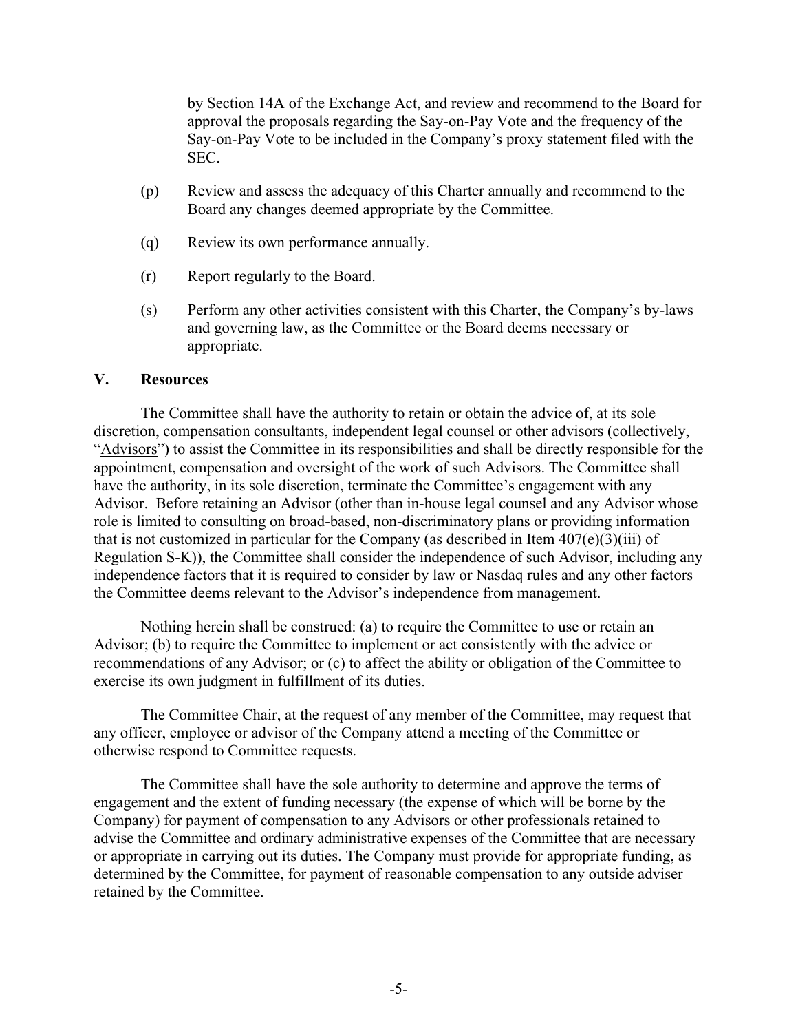by Section 14A of the Exchange Act, and review and recommend to the Board for approval the proposals regarding the Say-on-Pay Vote and the frequency of the Say-on-Pay Vote to be included in the Company's proxy statement filed with the SEC.

(p) Review and assess the adequacy of this Charter annually and recommend to the Board any changes deemed appropriate by the Committee.

(q) Review its own performance annually.

(r) Report regularly to the Board.

(s) Perform any other activities consistent with this Charter, the Company's by-laws and governing law, as the Committee or the Board deems necessary or appropriate.

## V. Resources

The Committee shall have the authority to retain or obtain the advice of, at its sole discretion, compensation consultants, independent legal counsel or other advisors (collectively, "Advisors") to assist the Committee in its responsibilities and shall be directly responsible for the appointment, compensation and oversight of the work of such Advisors. The Committee shall have the authority, in its sole discretion, terminate the Committee's engagement with any Advisor. Before retaining an Advisor (other than in-house legal counsel and any Advisor whose role is limited to consulting on broad-based, non-discriminatory plans or providing information that is not customized in particular for the Company (as described in Item 407(e)(3)(iii) of Regulation S-K)), the Committee shall consider the independence of such Advisor, including any independence factors that it is required to consider by law or Nasdaq rules and any other factors the Committee deems relevant to the Advisor's independence from management.

Nothing herein shall be construed: (a) to require the Committee to use or retain an Advisor; (b) to require the Committee to implement or act consistently with the advice or recommendations of any Advisor; or (c) to affect the ability or obligation of the Committee to exercise its own judgment in fulfillment of its duties.

The Committee Chair, at the request of any member of the Committee, may request that any officer, employee or advisor of the Company attend a meeting of the Committee or otherwise respond to Committee requests.

The Committee shall have the sole authority to determine and approve the terms of engagement and the extent of funding necessary (the expense of which will be borne by the Company) for payment of compensation to any Advisors or other professionals retained to advise the Committee and ordinary administrative expenses of the Committee that are necessary or appropriate in carrying out its duties. The Company must provide for appropriate funding, as determined by the Committee, for payment of reasonable compensation to any outside adviser retained by the Committee.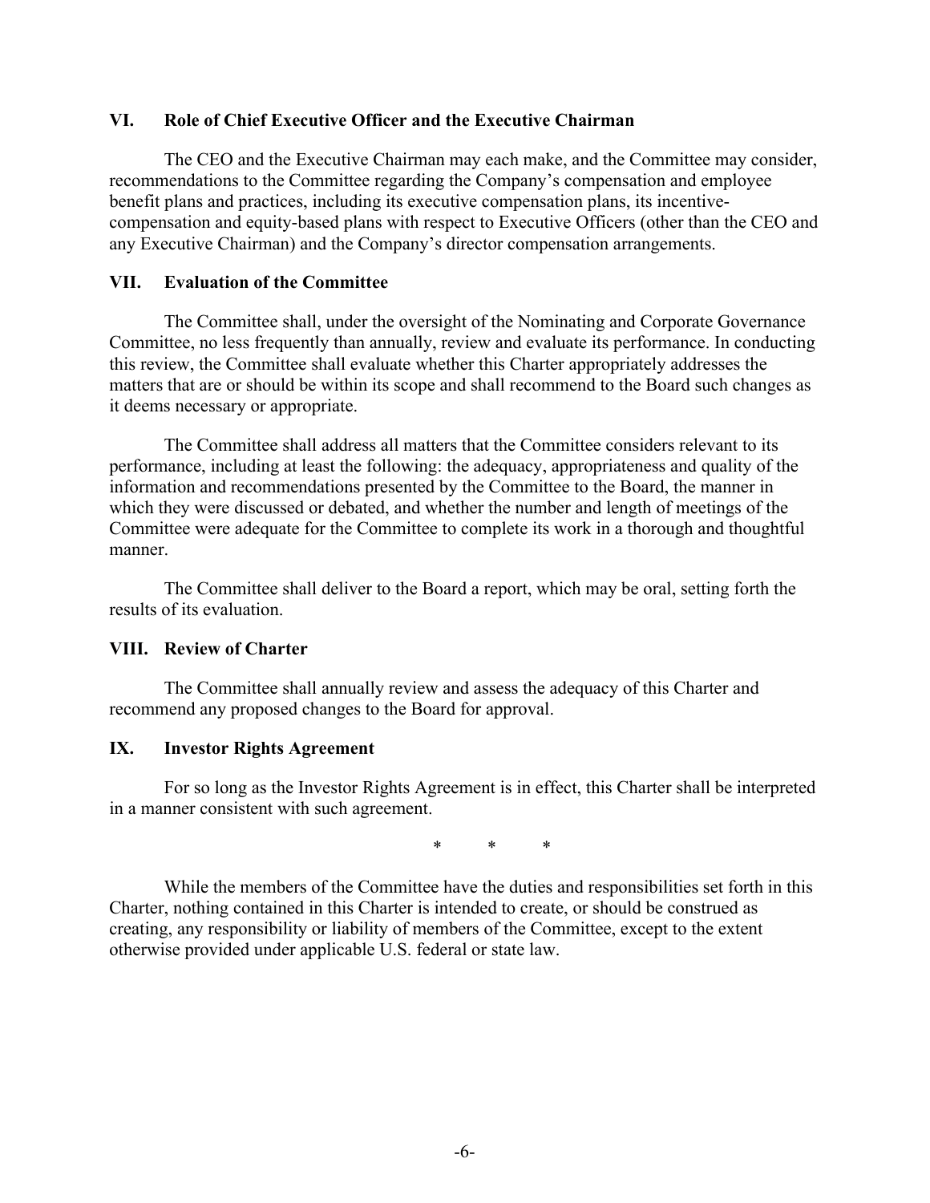## VI. Role of Chief Executive Officer and the Executive Chairman

The CEO and the Executive Chairman may each make, and the Committee may consider, recommendations to the Committee regarding the Company's compensation and employee benefit plans and practices, including its executive compensation plans, its incentive-compensation and equity-based plans with respect to Executive Officers (other than the CEO and any Executive Chairman) and the Company's director compensation arrangements.

## VII. Evaluation of the Committee

The Committee shall, under the oversight of the Nominating and Corporate Governance Committee, no less frequently than annually, review and evaluate its performance. In conducting this review, the Committee shall evaluate whether this Charter appropriately addresses the matters that are or should be within its scope and shall recommend to the Board such changes as it deems necessary or appropriate.

The Committee shall address all matters that the Committee considers relevant to its performance, including at least the following: the adequacy, appropriateness and quality of the information and recommendations presented by the Committee to the Board, the manner in which they were discussed or debated, and whether the number and length of meetings of the Committee were adequate for the Committee to complete its work in a thorough and thoughtful manner.

The Committee shall deliver to the Board a report, which may be oral, setting forth the results of its evaluation.

## VIII. Review of Charter

The Committee shall annually review and assess the adequacy of this Charter and recommend any proposed changes to the Board for approval.

## IX. Investor Rights Agreement

For so long as the Investor Rights Agreement is in effect, this Charter shall be interpreted in a manner consistent with such agreement.

\* \* \*

While the members of the Committee have the duties and responsibilities set forth in this Charter, nothing contained in this Charter is intended to create, or should be construed as creating, any responsibility or liability of members of the Committee, except to the extent otherwise provided under applicable U.S. federal or state law.